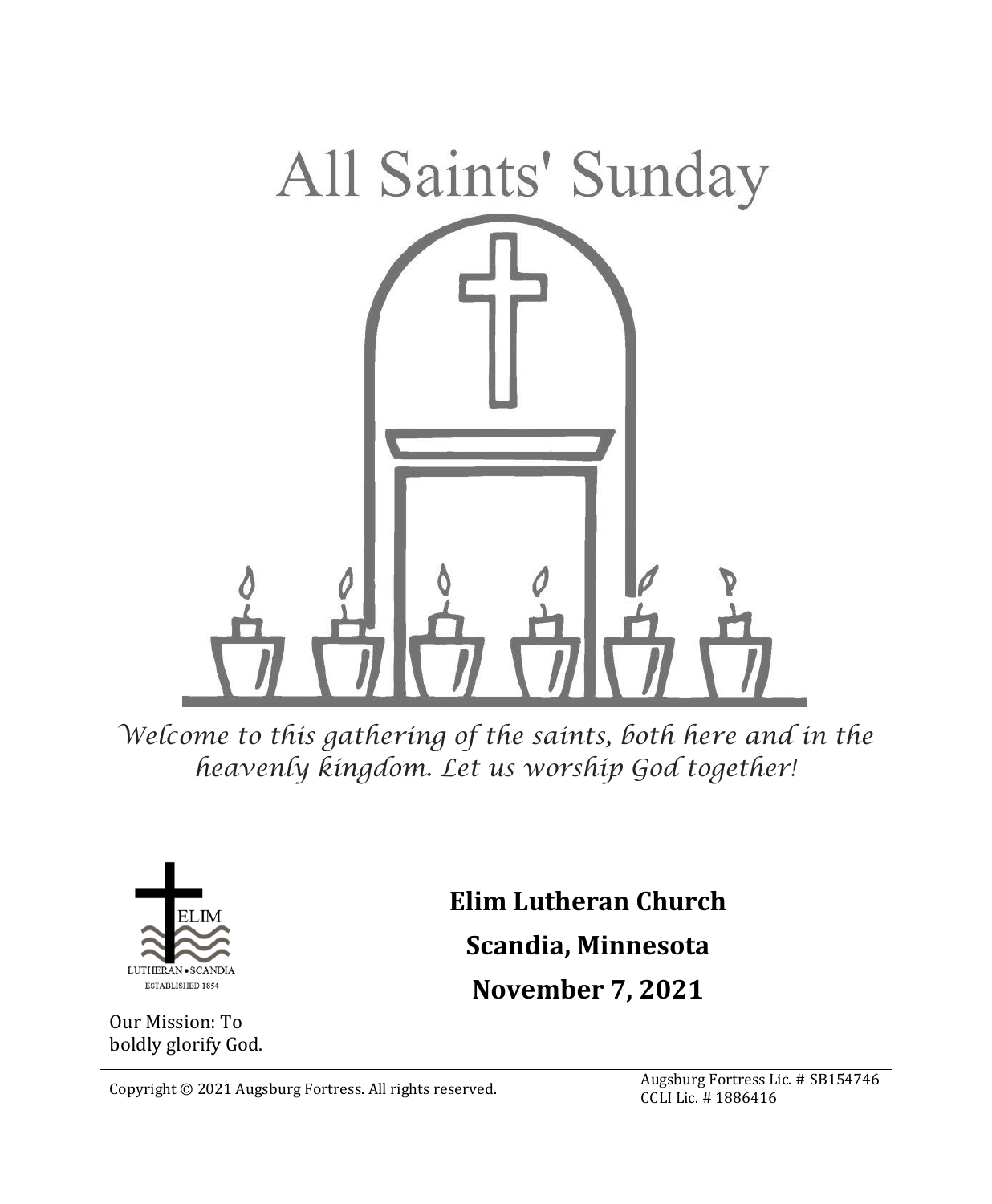# All Saints' Sunday

*Welcome to this gathering of the saints, both here and in the heavenly kingdom. Let us worship God together!*

ELIM

LUTHERAN • SCANDIA

— ESTABLISHED 1854 —

Our Mission: To boldly glorify God.

**Elim Lutheran Church**

**Scandia, Minnesota**

**November 7, 2021**

---

Copyright © 2021 Augsburg Fortress. All rights reserved.

Augsburg Fortress Lic. # SB154746
CCLI Lic. # 1886416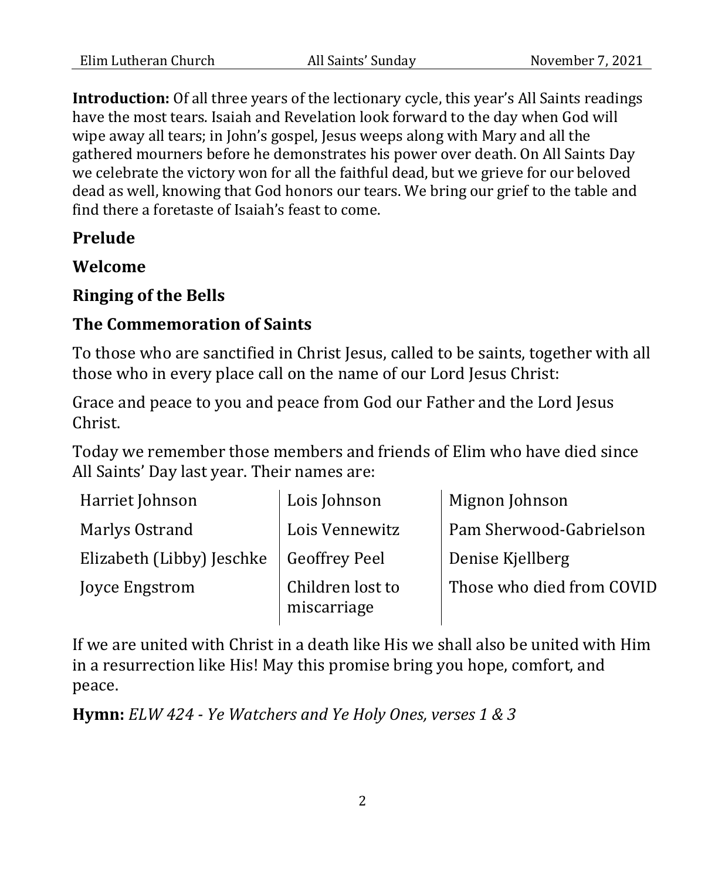**Introduction:** Of all three years of the lectionary cycle, this year's All Saints readings have the most tears. Isaiah and Revelation look forward to the day when God will wipe away all tears; in John's gospel, Jesus weeps along with Mary and all the gathered mourners before he demonstrates his power over death. On All Saints Day we celebrate the victory won for all the faithful dead, but we grieve for our beloved dead as well, knowing that God honors our tears. We bring our grief to the table and find there a foretaste of Isaiah's feast to come.

## Prelude

## Welcome

## Ringing of the Bells

## The Commemoration of Saints

To those who are sanctified in Christ Jesus, called to be saints, together with all those who in every place call on the name of our Lord Jesus Christ:

Grace and peace to you and peace from God our Father and the Lord Jesus Christ.

Today we remember those members and friends of Elim who have died since All Saints' Day last year. Their names are:

| | | |
|---|---|---|
| Harriet Johnson | Lois Johnson | Mignon Johnson |
| Marlys Ostrand | Lois Vennewitz | Pam Sherwood-Gabrielson |
| Elizabeth (Libby) Jeschke | Geoffrey Peel | Denise Kjellberg |
| Joyce Engstrom | Children lost to miscarriage | Those who died from COVID |

If we are united with Christ in a death like His we shall also be united with Him in a resurrection like His! May this promise bring you hope, comfort, and peace.

**Hymn:** *ELW 424 - Ye Watchers and Ye Holy Ones, verses 1 & 3*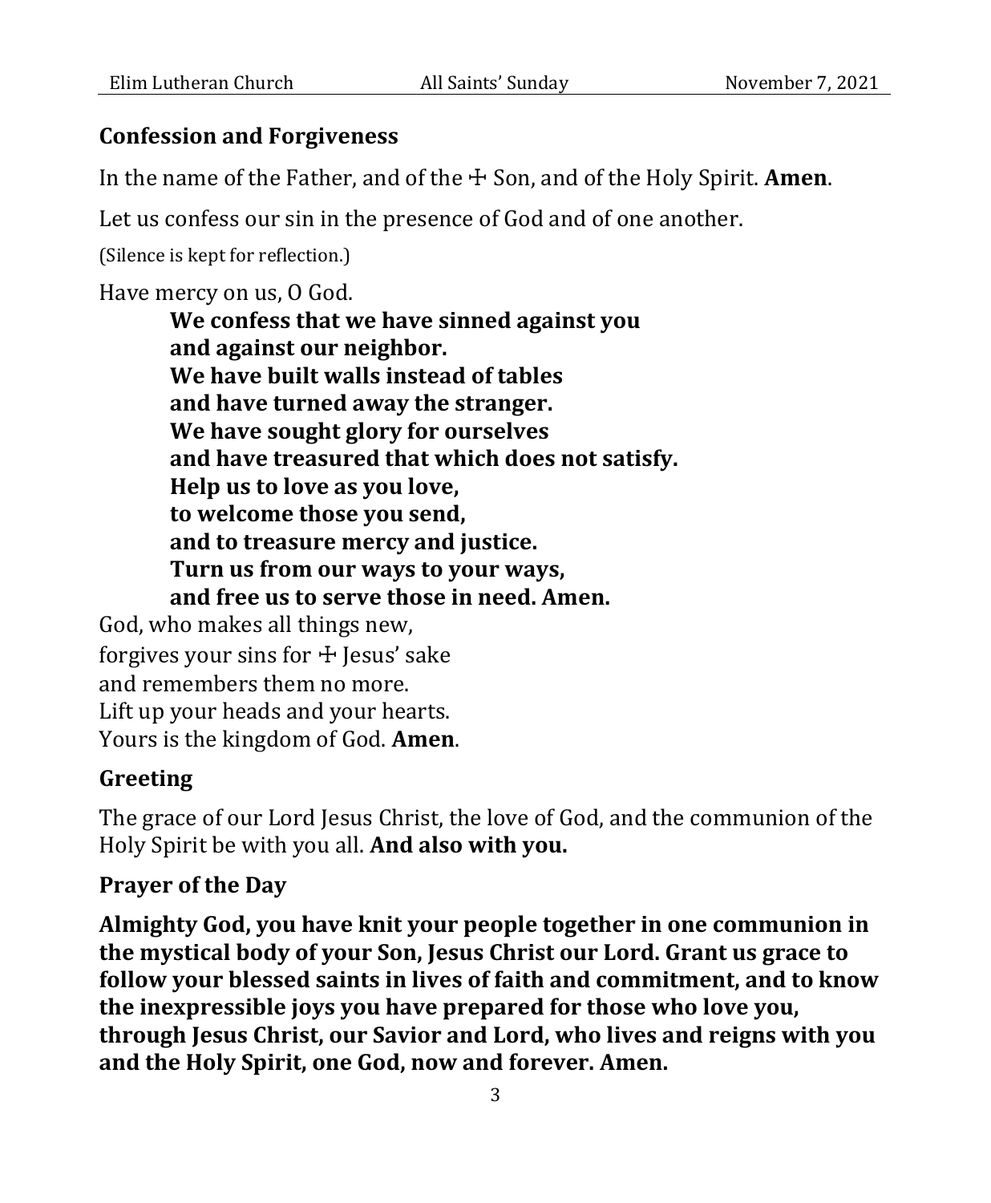## Confession and Forgiveness

In the name of the Father, and of the ☩ Son, and of the Holy Spirit. **Amen**.

Let us confess our sin in the presence of God and of one another.

(Silence is kept for reflection.)

Have mercy on us, O God.
> **We confess that we have sinned against you**
> **and against our neighbor.**
> **We have built walls instead of tables**
> **and have turned away the stranger.**
> **We have sought glory for ourselves**
> **and have treasured that which does not satisfy.**
> **Help us to love as you love,**
> **to welcome those you send,**
> **and to treasure mercy and justice.**
> **Turn us from our ways to your ways,**
> **and free us to serve those in need. Amen.**

God, who makes all things new,
forgives your sins for ☩ Jesus' sake
and remembers them no more.
Lift up your heads and your hearts.
Yours is the kingdom of God. **Amen**.

## Greeting

The grace of our Lord Jesus Christ, the love of God, and the communion of the Holy Spirit be with you all. **And also with you.**

## Prayer of the Day

**Almighty God, you have knit your people together in one communion in the mystical body of your Son, Jesus Christ our Lord. Grant us grace to follow your blessed saints in lives of faith and commitment, and to know the inexpressible joys you have prepared for those who love you, through Jesus Christ, our Savior and Lord, who lives and reigns with you and the Holy Spirit, one God, now and forever. Amen.**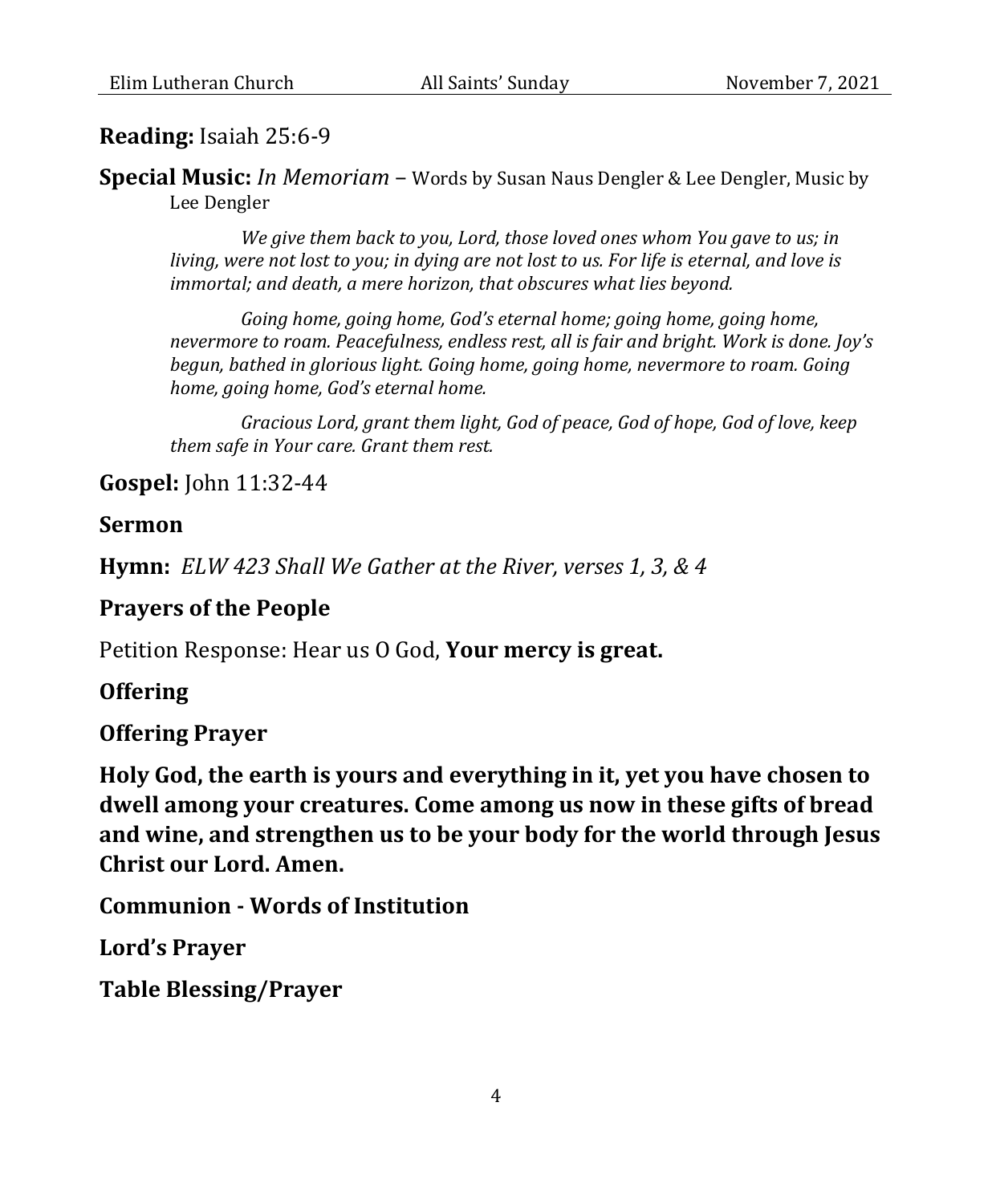**Reading:** Isaiah 25:6-9

**Special Music:** *In Memoriam* – Words by Susan Naus Dengler & Lee Dengler, Music by Lee Dengler

*We give them back to you, Lord, those loved ones whom You gave to us; in living, were not lost to you; in dying are not lost to us. For life is eternal, and love is immortal; and death, a mere horizon, that obscures what lies beyond.*

*Going home, going home, God's eternal home; going home, going home, nevermore to roam. Peacefulness, endless rest, all is fair and bright. Work is done. Joy's begun, bathed in glorious light. Going home, going home, nevermore to roam. Going home, going home, God's eternal home.*

*Gracious Lord, grant them light, God of peace, God of hope, God of love, keep them safe in Your care. Grant them rest.*

**Gospel:** John 11:32-44

**Sermon**

**Hymn:** *ELW 423 Shall We Gather at the River, verses 1, 3, & 4*

**Prayers of the People**

Petition Response: Hear us O God, **Your mercy is great.**

**Offering**

**Offering Prayer**

**Holy God, the earth is yours and everything in it, yet you have chosen to dwell among your creatures. Come among us now in these gifts of bread and wine, and strengthen us to be your body for the world through Jesus Christ our Lord. Amen.**

**Communion - Words of Institution**

**Lord's Prayer**

**Table Blessing/Prayer**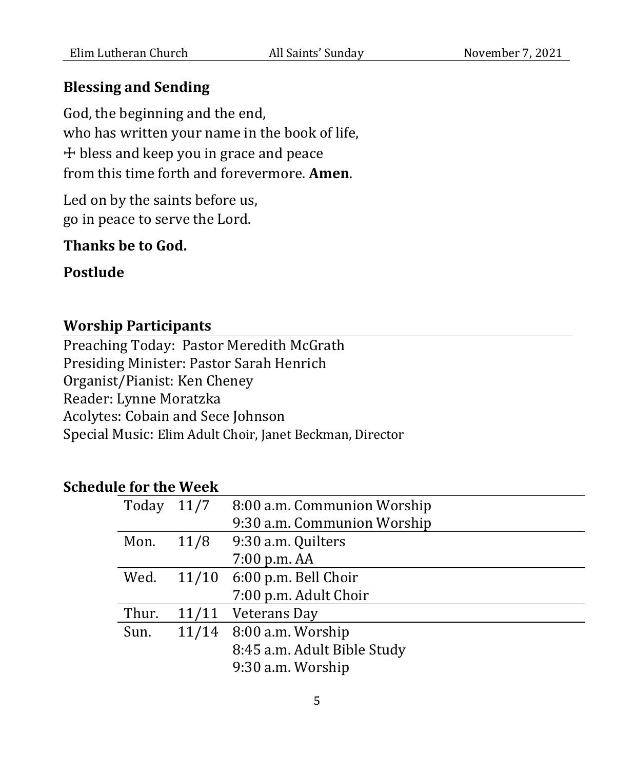## Blessing and Sending

God, the beginning and the end,
who has written your name in the book of life,
☩ bless and keep you in grace and peace
from this time forth and forevermore. **Amen**.

Led on by the saints before us,
go in peace to serve the Lord.

**Thanks be to God.**

**Postlude**

## Worship Participants

Preaching Today: Pastor Meredith McGrath
Presiding Minister: Pastor Sarah Henrich
Organist/Pianist: Ken Cheney
Reader: Lynne Moratzka
Acolytes: Cobain and Sece Johnson
Special Music: Elim Adult Choir, Janet Beckman, Director

## Schedule for the Week

| | | |
|---|---|---|
| Today | 11/7 | 8:00 a.m. Communion Worship |
| | | 9:30 a.m. Communion Worship |
| Mon. | 11/8 | 9:30 a.m. Quilters |
| | | 7:00 p.m. AA |
| Wed. | 11/10 | 6:00 p.m. Bell Choir |
| | | 7:00 p.m. Adult Choir |
| Thur. | 11/11 | Veterans Day |
| Sun. | 11/14 | 8:00 a.m. Worship |
| | | 8:45 a.m. Adult Bible Study |
| | | 9:30 a.m. Worship |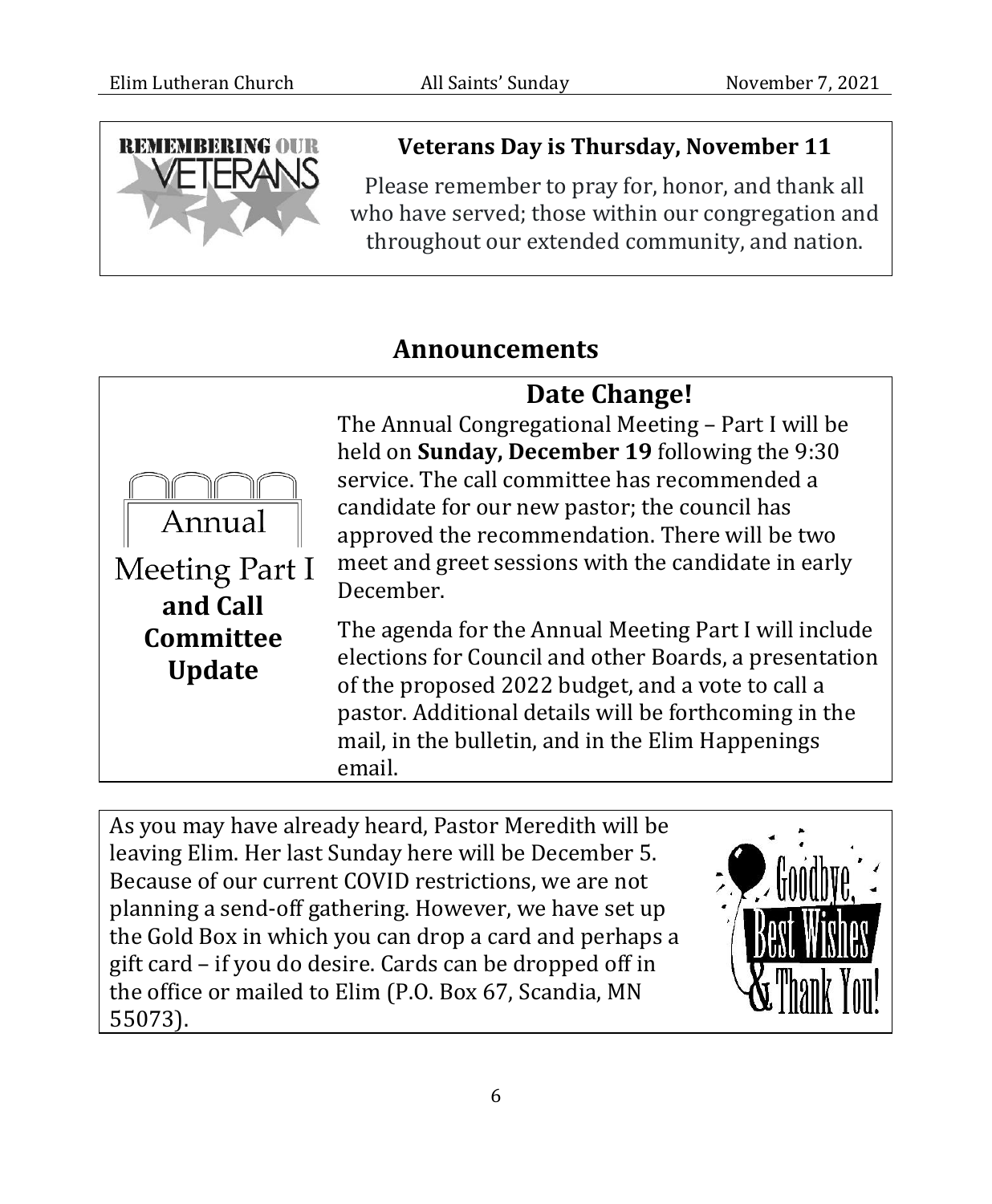**Veterans Day is Thursday, November 11**

Please remember to pray for, honor, and thank all who have served; those within our congregation and throughout our extended community, and nation.

## Announcements

### Annual Meeting Part I and Call Committee Update

### Date Change!

The Annual Congregational Meeting – Part I will be held on **Sunday, December 19** following the 9:30 service. The call committee has recommended a candidate for our new pastor; the council has approved the recommendation. There will be two meet and greet sessions with the candidate in early December.

The agenda for the Annual Meeting Part I will include elections for Council and other Boards, a presentation of the proposed 2022 budget, and a vote to call a pastor. Additional details will be forthcoming in the mail, in the bulletin, and in the Elim Happenings email.

As you may have already heard, Pastor Meredith will be leaving Elim. Her last Sunday here will be December 5. Because of our current COVID restrictions, we are not planning a send-off gathering. However, we have set up the Gold Box in which you can drop a card and perhaps a gift card – if you do desire. Cards can be dropped off in the office or mailed to Elim (P.O. Box 67, Scandia, MN 55073).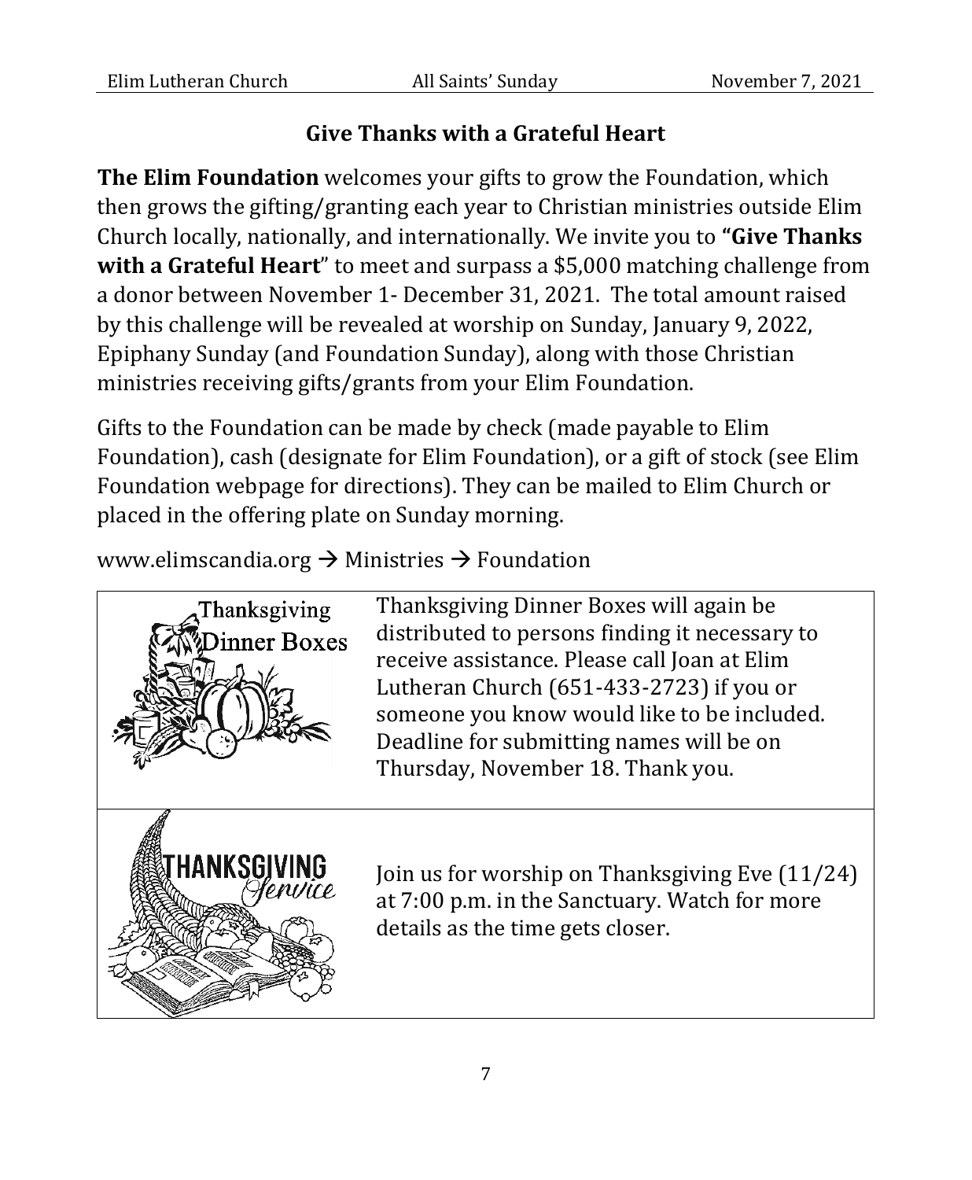## Give Thanks with a Grateful Heart

**The Elim Foundation** welcomes your gifts to grow the Foundation, which then grows the gifting/granting each year to Christian ministries outside Elim Church locally, nationally, and internationally. We invite you to **"Give Thanks with a Grateful Heart**" to meet and surpass a $5,000 matching challenge from a donor between November 1- December 31, 2021. The total amount raised by this challenge will be revealed at worship on Sunday, January 9, 2022, Epiphany Sunday (and Foundation Sunday), along with those Christian ministries receiving gifts/grants from your Elim Foundation.

Gifts to the Foundation can be made by check (made payable to Elim Foundation), cash (designate for Elim Foundation), or a gift of stock (see Elim Foundation webpage for directions). They can be mailed to Elim Church or placed in the offering plate on Sunday morning.

www.elimscandia.org → Ministries → Foundation

Thanksgiving Dinner Boxes will again be distributed to persons finding it necessary to receive assistance. Please call Joan at Elim Lutheran Church (651-433-2723) if you or someone you know would like to be included. Deadline for submitting names will be on Thursday, November 18. Thank you.

Join us for worship on Thanksgiving Eve (11/24) at 7:00 p.m. in the Sanctuary. Watch for more details as the time gets closer.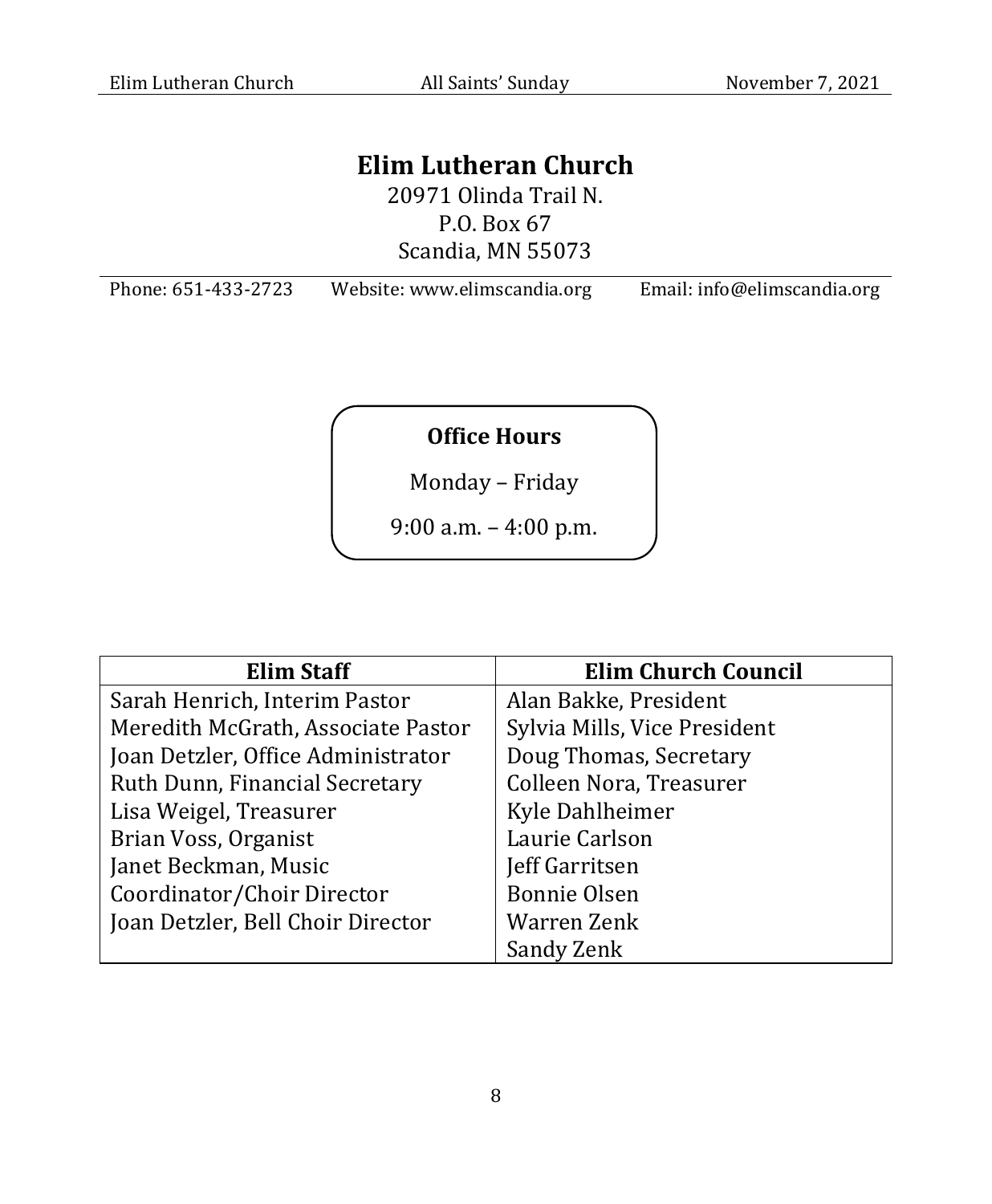# Elim Lutheran Church

20971 Olinda Trail N.
P.O. Box 67
Scandia, MN 55073

Phone: 651-433-2723 Website: www.elimscandia.org Email: info@elimscandia.org

**Office Hours**

Monday – Friday

9:00 a.m. – 4:00 p.m.

| Elim Staff | Elim Church Council |
|---|---|
| Sarah Henrich, Interim Pastor | Alan Bakke, President |
| Meredith McGrath, Associate Pastor | Sylvia Mills, Vice President |
| Joan Detzler, Office Administrator | Doug Thomas, Secretary |
| Ruth Dunn, Financial Secretary | Colleen Nora, Treasurer |
| Lisa Weigel, Treasurer | Kyle Dahlheimer |
| Brian Voss, Organist | Laurie Carlson |
| Janet Beckman, Music Coordinator/Choir Director | Jeff Garritsen |
| Joan Detzler, Bell Choir Director | Bonnie Olsen |
| | Warren Zenk |
| | Sandy Zenk |